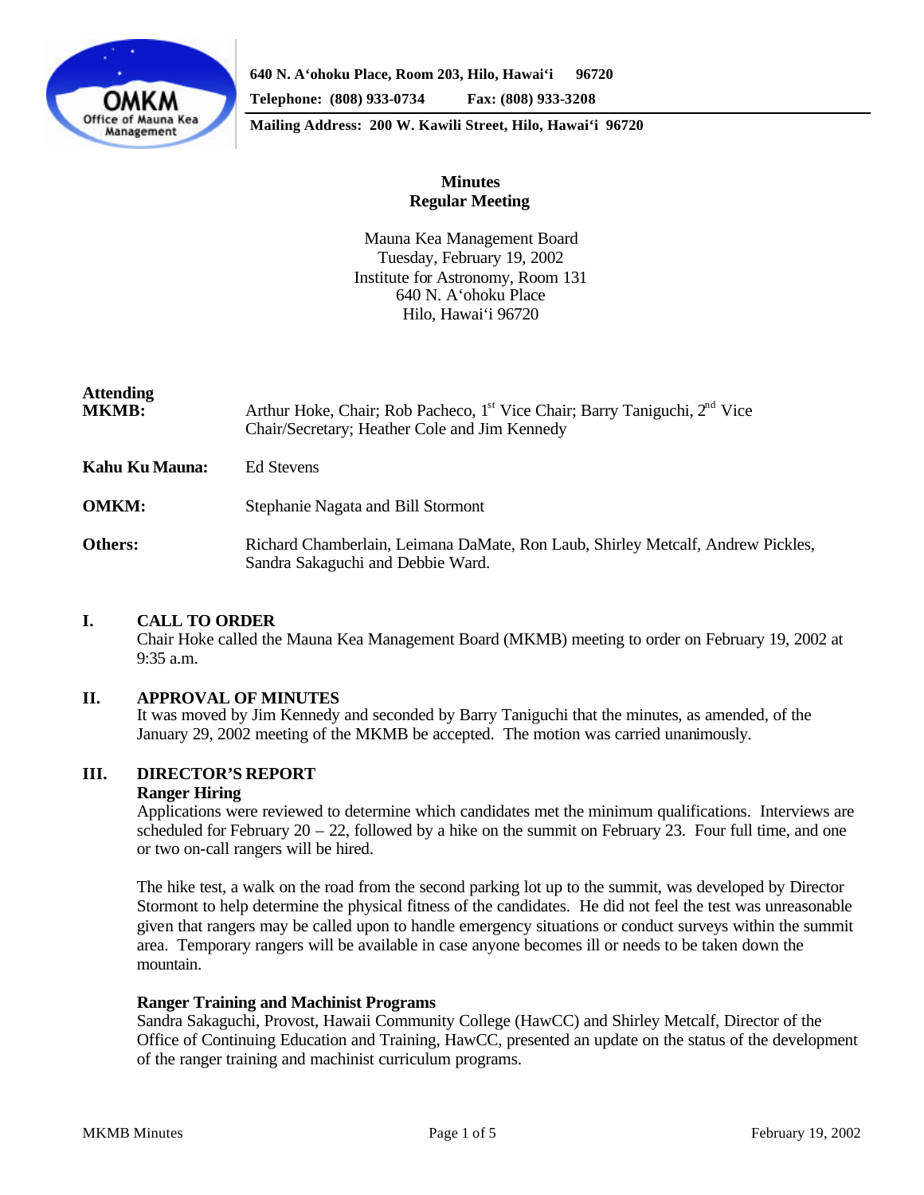640 N. A'ohoku Place, Room 203, Hilo, Hawai'i 96720

Telephone: (808) 933-0734 Fax: (808) 933-3208

Mailing Address: 200 W. Kawili Street, Hilo, Hawai'i 96720

**Minutes**
**Regular Meeting**

Mauna Kea Management Board
Tuesday, February 19, 2002
Institute for Astronomy, Room 131
640 N. A'ohoku Place
Hilo, Hawai'i 96720

| | |
|---|---|
| **Attending MKMB:** | Arthur Hoke, Chair; Rob Pacheco, 1st Vice Chair; Barry Taniguchi, 2nd Vice Chair/Secretary; Heather Cole and Jim Kennedy |
| **Kahu Ku Mauna:** | Ed Stevens |
| **OMKM:** | Stephanie Nagata and Bill Stormont |
| **Others:** | Richard Chamberlain, Leimana DaMate, Ron Laub, Shirley Metcalf, Andrew Pickles, Sandra Sakaguchi and Debbie Ward. |

## I. CALL TO ORDER

Chair Hoke called the Mauna Kea Management Board (MKMB) meeting to order on February 19, 2002 at 9:35 a.m.

## II. APPROVAL OF MINUTES

It was moved by Jim Kennedy and seconded by Barry Taniguchi that the minutes, as amended, of the January 29, 2002 meeting of the MKMB be accepted. The motion was carried unanimously.

## III. DIRECTOR'S REPORT

### Ranger Hiring

Applications were reviewed to determine which candidates met the minimum qualifications. Interviews are scheduled for February 20 – 22, followed by a hike on the summit on February 23. Four full time, and one or two on-call rangers will be hired.

The hike test, a walk on the road from the second parking lot up to the summit, was developed by Director Stormont to help determine the physical fitness of the candidates. He did not feel the test was unreasonable given that rangers may be called upon to handle emergency situations or conduct surveys within the summit area. Temporary rangers will be available in case anyone becomes ill or needs to be taken down the mountain.

### Ranger Training and Machinist Programs

Sandra Sakaguchi, Provost, Hawaii Community College (HawCC) and Shirley Metcalf, Director of the Office of Continuing Education and Training, HawCC, presented an update on the status of the development of the ranger training and machinist curriculum programs.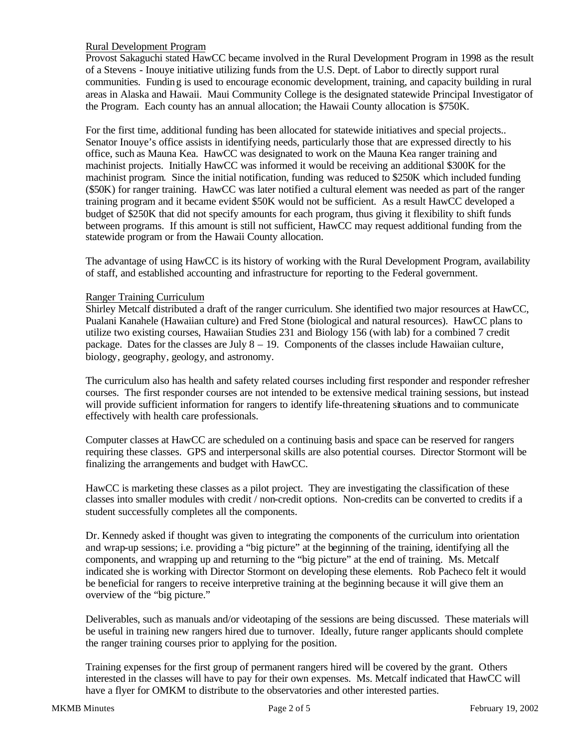## Rural Development Program

Provost Sakaguchi stated HawCC became involved in the Rural Development Program in 1998 as the result of a Stevens - Inouye initiative utilizing funds from the U.S. Dept. of Labor to directly support rural communities. Funding is used to encourage economic development, training, and capacity building in rural areas in Alaska and Hawaii. Maui Community College is the designated statewide Principal Investigator of the Program. Each county has an annual allocation; the Hawaii County allocation is $750K.

For the first time, additional funding has been allocated for statewide initiatives and special projects.. Senator Inouye's office assists in identifying needs, particularly those that are expressed directly to his office, such as Mauna Kea. HawCC was designated to work on the Mauna Kea ranger training and machinist projects. Initially HawCC was informed it would be receiving an additional $300K for the machinist program. Since the initial notification, funding was reduced to $250K which included funding ($50K) for ranger training. HawCC was later notified a cultural element was needed as part of the ranger training program and it became evident $50K would not be sufficient. As a result HawCC developed a budget of $250K that did not specify amounts for each program, thus giving it flexibility to shift funds between programs. If this amount is still not sufficient, HawCC may request additional funding from the statewide program or from the Hawaii County allocation.

The advantage of using HawCC is its history of working with the Rural Development Program, availability of staff, and established accounting and infrastructure for reporting to the Federal government.

## Ranger Training Curriculum

Shirley Metcalf distributed a draft of the ranger curriculum. She identified two major resources at HawCC, Pualani Kanahele (Hawaiian culture) and Fred Stone (biological and natural resources). HawCC plans to utilize two existing courses, Hawaiian Studies 231 and Biology 156 (with lab) for a combined 7 credit package. Dates for the classes are July 8 – 19. Components of the classes include Hawaiian culture, biology, geography, geology, and astronomy.

The curriculum also has health and safety related courses including first responder and responder refresher courses. The first responder courses are not intended to be extensive medical training sessions, but instead will provide sufficient information for rangers to identify life-threatening situations and to communicate effectively with health care professionals.

Computer classes at HawCC are scheduled on a continuing basis and space can be reserved for rangers requiring these classes. GPS and interpersonal skills are also potential courses. Director Stormont will be finalizing the arrangements and budget with HawCC.

HawCC is marketing these classes as a pilot project. They are investigating the classification of these classes into smaller modules with credit / non-credit options. Non-credits can be converted to credits if a student successfully completes all the components.

Dr. Kennedy asked if thought was given to integrating the components of the curriculum into orientation and wrap-up sessions; i.e. providing a "big picture" at the beginning of the training, identifying all the components, and wrapping up and returning to the "big picture" at the end of training. Ms. Metcalf indicated she is working with Director Stormont on developing these elements. Rob Pacheco felt it would be beneficial for rangers to receive interpretive training at the beginning because it will give them an overview of the "big picture."

Deliverables, such as manuals and/or videotaping of the sessions are being discussed. These materials will be useful in training new rangers hired due to turnover. Ideally, future ranger applicants should complete the ranger training courses prior to applying for the position.

Training expenses for the first group of permanent rangers hired will be covered by the grant. Others interested in the classes will have to pay for their own expenses. Ms. Metcalf indicated that HawCC will have a flyer for OMKM to distribute to the observatories and other interested parties.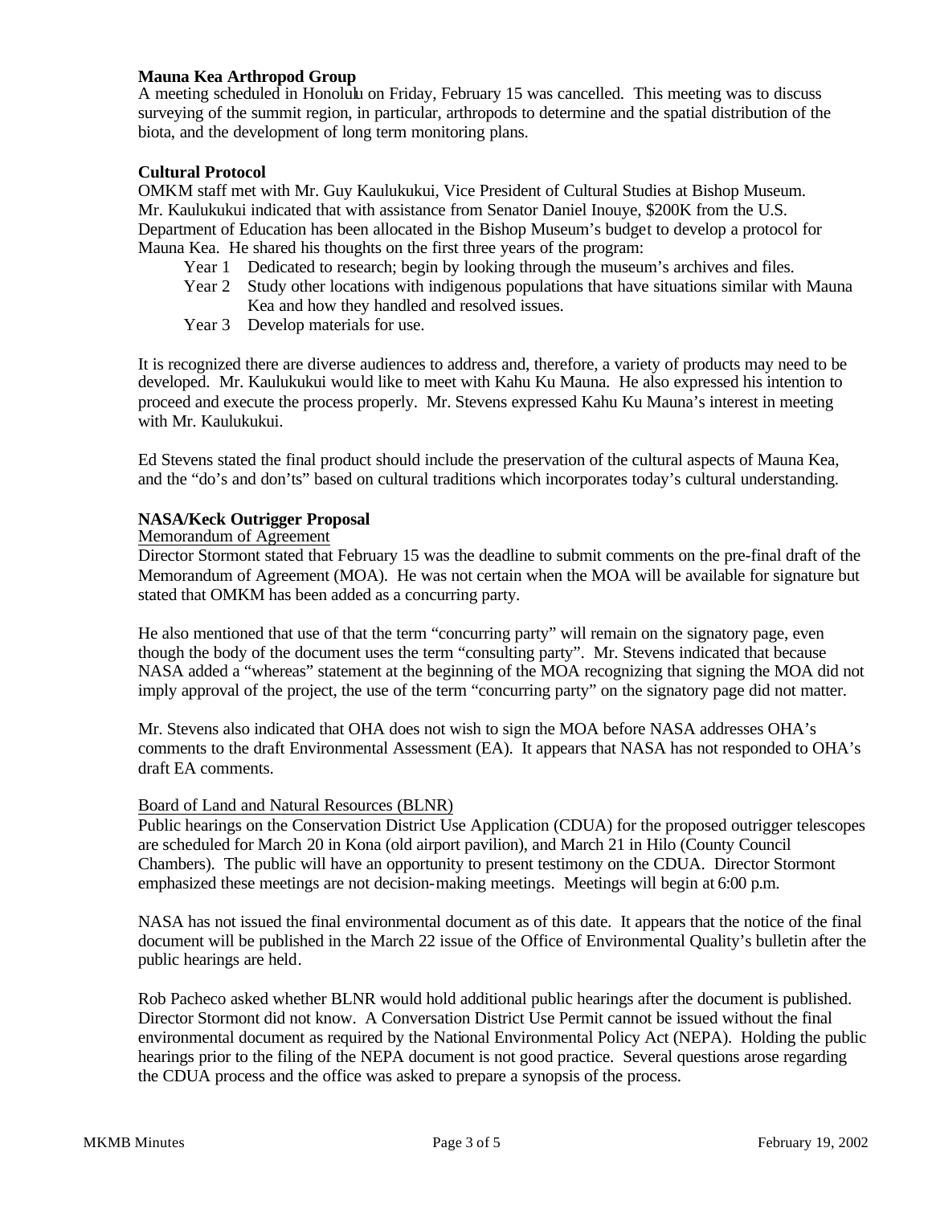**Mauna Kea Arthropod Group**
A meeting scheduled in Honolulu on Friday, February 15 was cancelled. This meeting was to discuss surveying of the summit region, in particular, arthropods to determine and the spatial distribution of the biota, and the development of long term monitoring plans.

**Cultural Protocol**
OMKM staff met with Mr. Guy Kaulukukui, Vice President of Cultural Studies at Bishop Museum. Mr. Kaulukukui indicated that with assistance from Senator Daniel Inouye, $200K from the U.S. Department of Education has been allocated in the Bishop Museum's budget to develop a protocol for Mauna Kea. He shared his thoughts on the first three years of the program:

- Year 1 Dedicated to research; begin by looking through the museum's archives and files.
- Year 2 Study other locations with indigenous populations that have situations similar with Mauna Kea and how they handled and resolved issues.
- Year 3 Develop materials for use.

It is recognized there are diverse audiences to address and, therefore, a variety of products may need to be developed. Mr. Kaulukukui would like to meet with Kahu Ku Mauna. He also expressed his intention to proceed and execute the process properly. Mr. Stevens expressed Kahu Ku Mauna's interest in meeting with Mr. Kaulukukui.

Ed Stevens stated the final product should include the preservation of the cultural aspects of Mauna Kea, and the "do's and don'ts" based on cultural traditions which incorporates today's cultural understanding.

**NASA/Keck Outrigger Proposal**

Memorandum of Agreement

Director Stormont stated that February 15 was the deadline to submit comments on the pre-final draft of the Memorandum of Agreement (MOA). He was not certain when the MOA will be available for signature but stated that OMKM has been added as a concurring party.

He also mentioned that use of that the term "concurring party" will remain on the signatory page, even though the body of the document uses the term "consulting party". Mr. Stevens indicated that because NASA added a "whereas" statement at the beginning of the MOA recognizing that signing the MOA did not imply approval of the project, the use of the term "concurring party" on the signatory page did not matter.

Mr. Stevens also indicated that OHA does not wish to sign the MOA before NASA addresses OHA's comments to the draft Environmental Assessment (EA). It appears that NASA has not responded to OHA's draft EA comments.

Board of Land and Natural Resources (BLNR)

Public hearings on the Conservation District Use Application (CDUA) for the proposed outrigger telescopes are scheduled for March 20 in Kona (old airport pavilion), and March 21 in Hilo (County Council Chambers). The public will have an opportunity to present testimony on the CDUA. Director Stormont emphasized these meetings are not decision-making meetings. Meetings will begin at 6:00 p.m.

NASA has not issued the final environmental document as of this date. It appears that the notice of the final document will be published in the March 22 issue of the Office of Environmental Quality's bulletin after the public hearings are held.

Rob Pacheco asked whether BLNR would hold additional public hearings after the document is published. Director Stormont did not know. A Conversation District Use Permit cannot be issued without the final environmental document as required by the National Environmental Policy Act (NEPA). Holding the public hearings prior to the filing of the NEPA document is not good practice. Several questions arose regarding the CDUA process and the office was asked to prepare a synopsis of the process.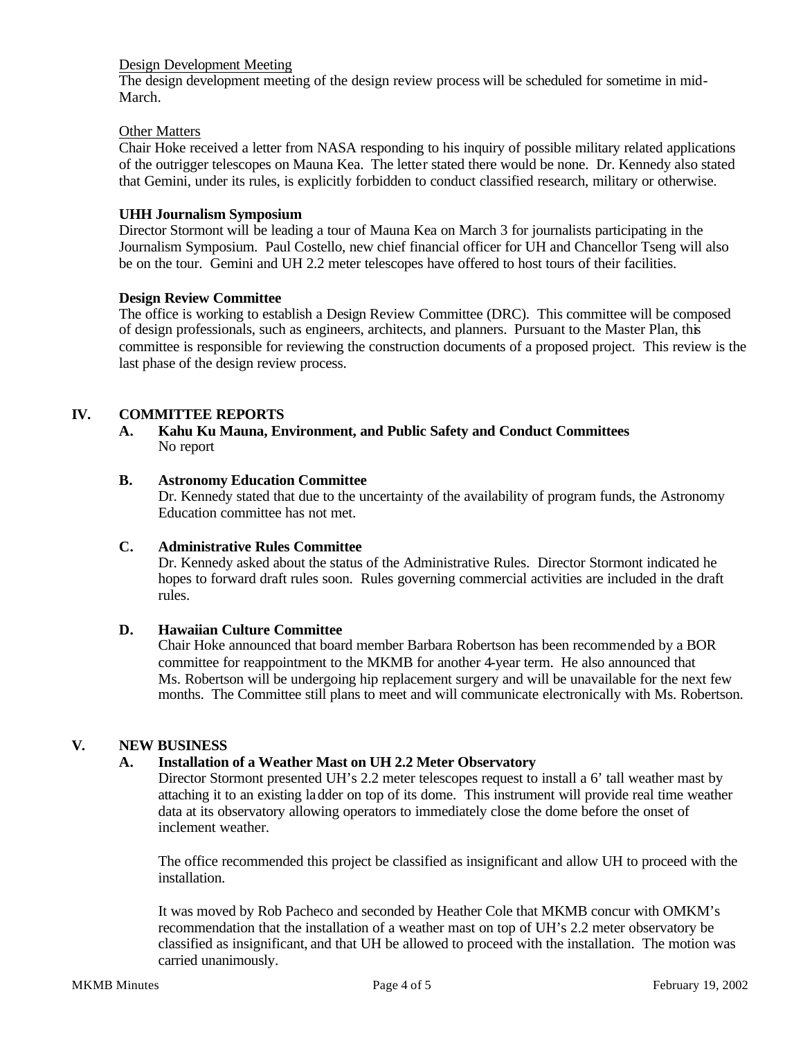Design Development Meeting

The design development meeting of the design review process will be scheduled for sometime in mid-March.

Other Matters

Chair Hoke received a letter from NASA responding to his inquiry of possible military related applications of the outrigger telescopes on Mauna Kea. The letter stated there would be none. Dr. Kennedy also stated that Gemini, under its rules, is explicitly forbidden to conduct classified research, military or otherwise.

**UHH Journalism Symposium**

Director Stormont will be leading a tour of Mauna Kea on March 3 for journalists participating in the Journalism Symposium. Paul Costello, new chief financial officer for UH and Chancellor Tseng will also be on the tour. Gemini and UH 2.2 meter telescopes have offered to host tours of their facilities.

**Design Review Committee**

The office is working to establish a Design Review Committee (DRC). This committee will be composed of design professionals, such as engineers, architects, and planners. Pursuant to the Master Plan, this committee is responsible for reviewing the construction documents of a proposed project. This review is the last phase of the design review process.

## IV. COMMITTEE REPORTS

### A. Kahu Ku Mauna, Environment, and Public Safety and Conduct Committees

No report

### B. Astronomy Education Committee

Dr. Kennedy stated that due to the uncertainty of the availability of program funds, the Astronomy Education committee has not met.

### C. Administrative Rules Committee

Dr. Kennedy asked about the status of the Administrative Rules. Director Stormont indicated he hopes to forward draft rules soon. Rules governing commercial activities are included in the draft rules.

### D. Hawaiian Culture Committee

Chair Hoke announced that board member Barbara Robertson has been recommended by a BOR committee for reappointment to the MKMB for another 4-year term. He also announced that Ms. Robertson will be undergoing hip replacement surgery and will be unavailable for the next few months. The Committee still plans to meet and will communicate electronically with Ms. Robertson.

## V. NEW BUSINESS

### A. Installation of a Weather Mast on UH 2.2 Meter Observatory

Director Stormont presented UH's 2.2 meter telescopes request to install a 6' tall weather mast by attaching it to an existing ladder on top of its dome. This instrument will provide real time weather data at its observatory allowing operators to immediately close the dome before the onset of inclement weather.

The office recommended this project be classified as insignificant and allow UH to proceed with the installation.

It was moved by Rob Pacheco and seconded by Heather Cole that MKMB concur with OMKM's recommendation that the installation of a weather mast on top of UH's 2.2 meter observatory be classified as insignificant, and that UH be allowed to proceed with the installation. The motion was carried unanimously.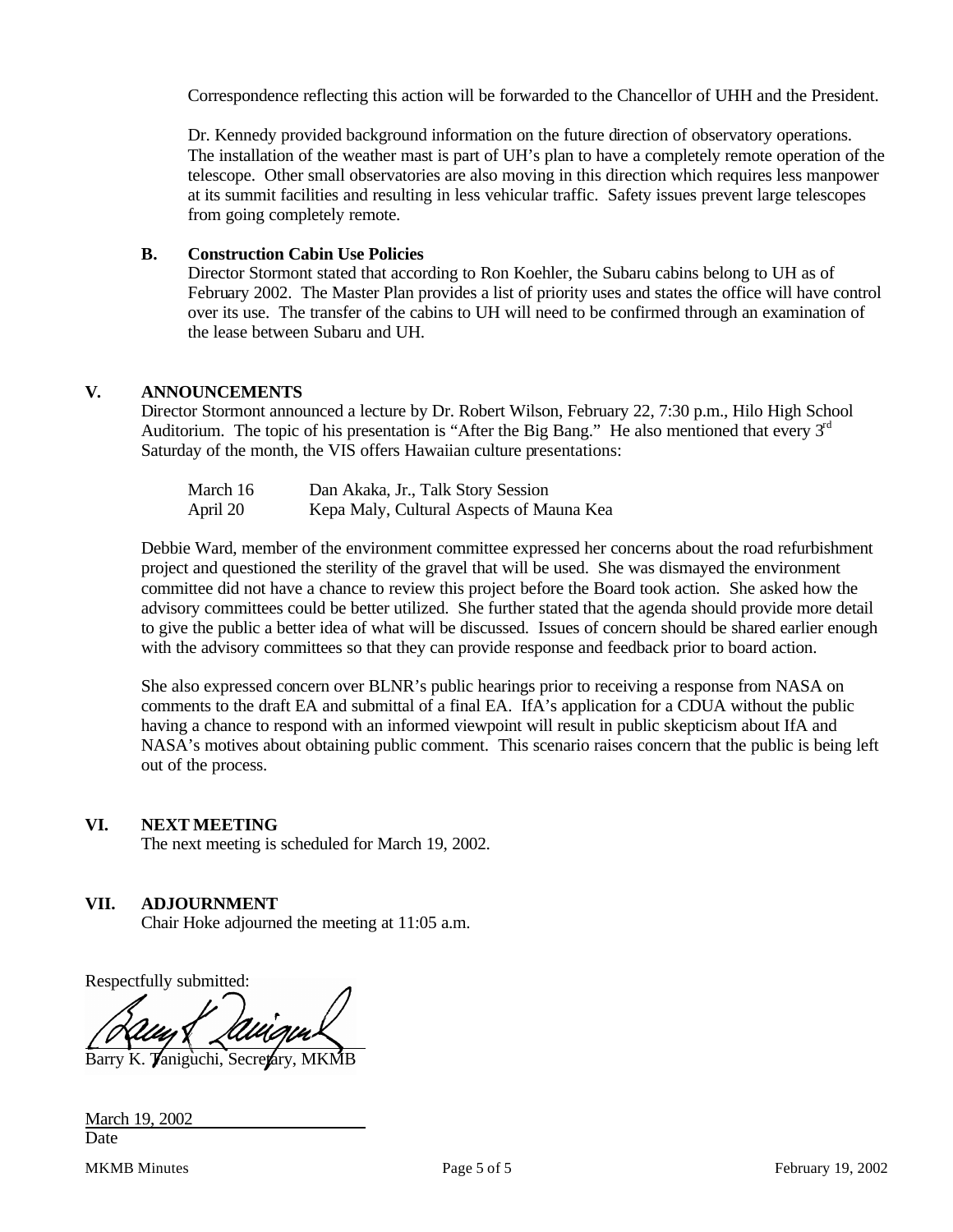Correspondence reflecting this action will be forwarded to the Chancellor of UHH and the President.

Dr. Kennedy provided background information on the future direction of observatory operations. The installation of the weather mast is part of UH's plan to have a completely remote operation of the telescope. Other small observatories are also moving in this direction which requires less manpower at its summit facilities and resulting in less vehicular traffic. Safety issues prevent large telescopes from going completely remote.

**B. Construction Cabin Use Policies**

Director Stormont stated that according to Ron Koehler, the Subaru cabins belong to UH as of February 2002. The Master Plan provides a list of priority uses and states the office will have control over its use. The transfer of the cabins to UH will need to be confirmed through an examination of the lease between Subaru and UH.

## V. ANNOUNCEMENTS

Director Stormont announced a lecture by Dr. Robert Wilson, February 22, 7:30 p.m., Hilo High School Auditorium. The topic of his presentation is "After the Big Bang." He also mentioned that every 3rd Saturday of the month, the VIS offers Hawaiian culture presentations:

| | |
|---|---|
| March 16 | Dan Akaka, Jr., Talk Story Session |
| April 20 | Kepa Maly, Cultural Aspects of Mauna Kea |

Debbie Ward, member of the environment committee expressed her concerns about the road refurbishment project and questioned the sterility of the gravel that will be used. She was dismayed the environment committee did not have a chance to review this project before the Board took action. She asked how the advisory committees could be better utilized. She further stated that the agenda should provide more detail to give the public a better idea of what will be discussed. Issues of concern should be shared earlier enough with the advisory committees so that they can provide response and feedback prior to board action.

She also expressed concern over BLNR's public hearings prior to receiving a response from NASA on comments to the draft EA and submittal of a final EA. IfA's application for a CDUA without the public having a chance to respond with an informed viewpoint will result in public skepticism about IfA and NASA's motives about obtaining public comment. This scenario raises concern that the public is being left out of the process.

## VI. NEXT MEETING

The next meeting is scheduled for March 19, 2002.

## VII. ADJOURNMENT

Chair Hoke adjourned the meeting at 11:05 a.m.

Respectfully submitted:

Barry K. Taniguchi, Secretary, MKMB

March 19, 2002
Date